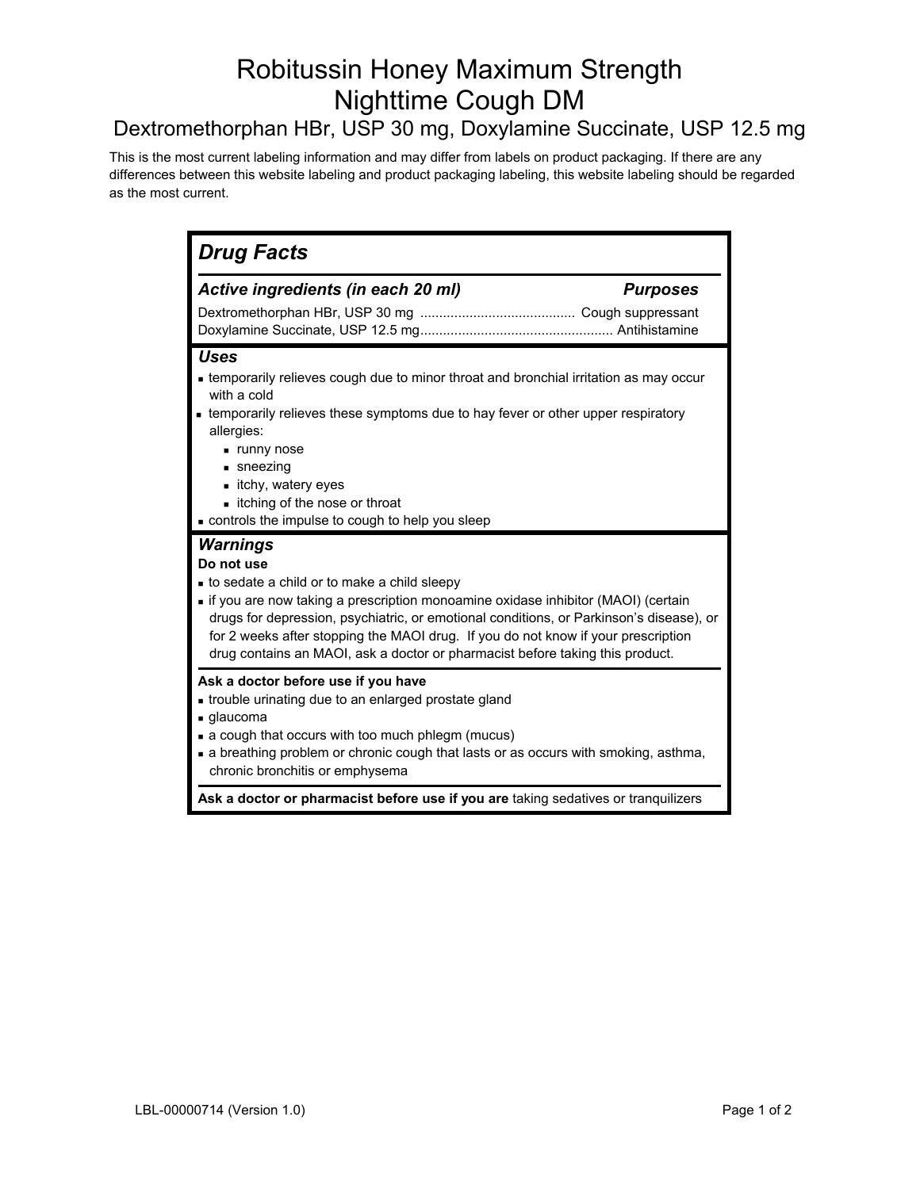# Robitussin Honey Maximum Strength Nighttime Cough DM

## Dextromethorphan HBr, USP 30 mg, Doxylamine Succinate, USP 12.5 mg

This is the most current labeling information and may differ from labels on product packaging. If there are any differences between this website labeling and product packaging labeling, this website labeling should be regarded as the most current.

## *Drug Facts*

| ***Active ingredients (in each 20 ml)*** | ***Purposes*** |
|---|---|
| Dextromethorphan HBr, USP 30 mg | Cough suppressant |
| Doxylamine Succinate, USP 12.5 mg | Antihistamine |

### *Uses*

- temporarily relieves cough due to minor throat and bronchial irritation as may occur with a cold
- temporarily relieves these symptoms due to hay fever or other upper respiratory allergies:
  - runny nose
  - sneezing
  - itchy, watery eyes
  - itching of the nose or throat
- controls the impulse to cough to help you sleep

### *Warnings*

**Do not use**

- to sedate a child or to make a child sleepy
- if you are now taking a prescription monoamine oxidase inhibitor (MAOI) (certain drugs for depression, psychiatric, or emotional conditions, or Parkinson's disease), or for 2 weeks after stopping the MAOI drug. If you do not know if your prescription drug contains an MAOI, ask a doctor or pharmacist before taking this product.

**Ask a doctor before use if you have**

- trouble urinating due to an enlarged prostate gland
- glaucoma
- a cough that occurs with too much phlegm (mucus)
- a breathing problem or chronic cough that lasts or as occurs with smoking, asthma, chronic bronchitis or emphysema

**Ask a doctor or pharmacist before use if you are** taking sedatives or tranquilizers

LBL-00000714 (Version 1.0)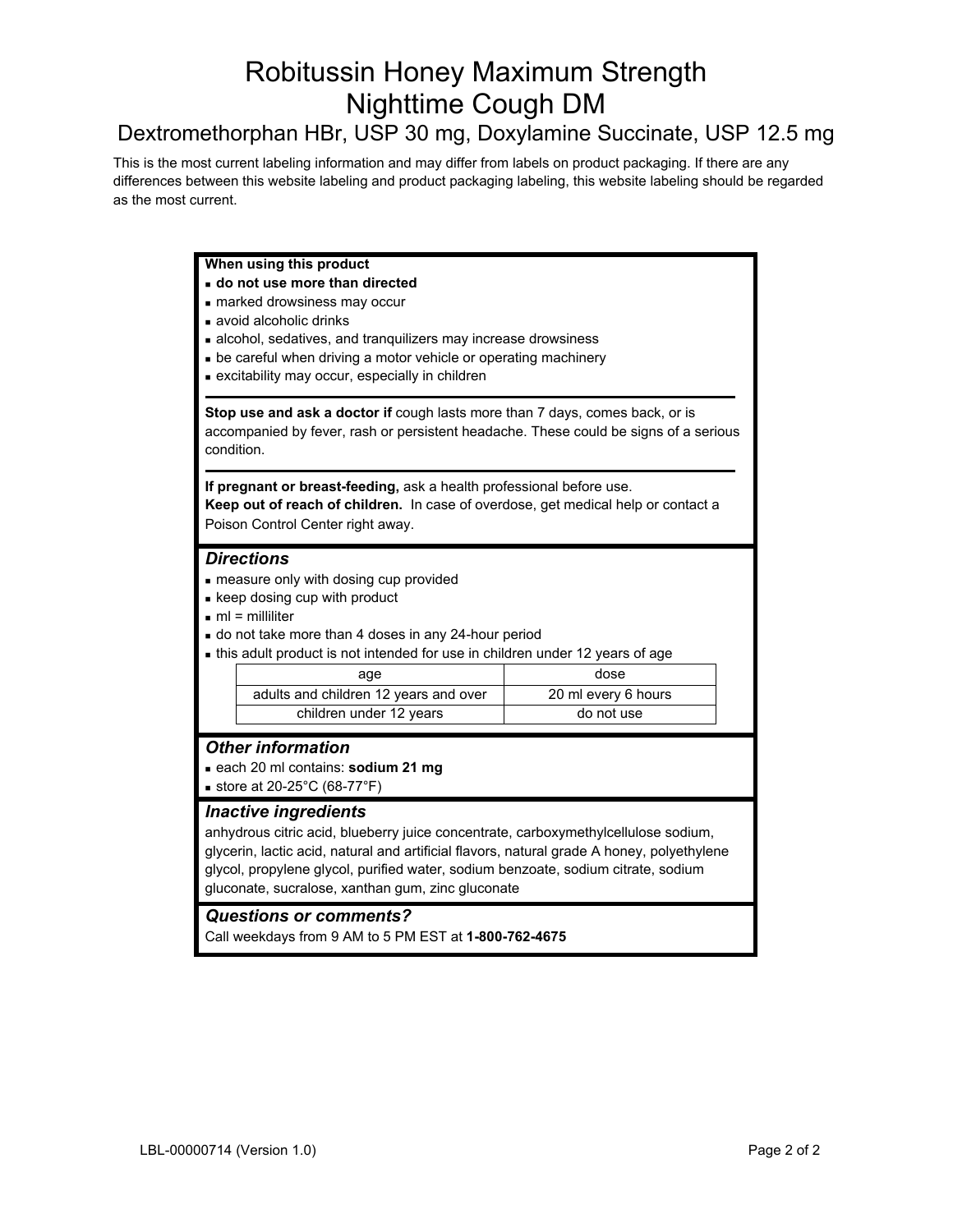# Robitussin Honey Maximum Strength Nighttime Cough DM

## Dextromethorphan HBr, USP 30 mg, Doxylamine Succinate, USP 12.5 mg

This is the most current labeling information and may differ from labels on product packaging. If there are any differences between this website labeling and product packaging labeling, this website labeling should be regarded as the most current.

**When using this product**

- **do not use more than directed**
- marked drowsiness may occur
- avoid alcoholic drinks
- alcohol, sedatives, and tranquilizers may increase drowsiness
- be careful when driving a motor vehicle or operating machinery
- excitability may occur, especially in children

**Stop use and ask a doctor if** cough lasts more than 7 days, comes back, or is accompanied by fever, rash or persistent headache. These could be signs of a serious condition.

**If pregnant or breast-feeding,** ask a health professional before use.
**Keep out of reach of children.** In case of overdose, get medical help or contact a Poison Control Center right away.

### *Directions*

- measure only with dosing cup provided
- keep dosing cup with product
- ml = milliliter
- do not take more than 4 doses in any 24-hour period
- this adult product is not intended for use in children under 12 years of age

| age | dose |
|---|---|
| adults and children 12 years and over | 20 ml every 6 hours |
| children under 12 years | do not use |

### *Other information*

- each 20 ml contains: **sodium 21 mg**
- store at 20-25°C (68-77°F)

### *Inactive ingredients*

anhydrous citric acid, blueberry juice concentrate, carboxymethylcellulose sodium, glycerin, lactic acid, natural and artificial flavors, natural grade A honey, polyethylene glycol, propylene glycol, purified water, sodium benzoate, sodium citrate, sodium gluconate, sucralose, xanthan gum, zinc gluconate

### *Questions or comments?*

Call weekdays from 9 AM to 5 PM EST at **1-800-762-4675**

LBL-00000714 (Version 1.0)